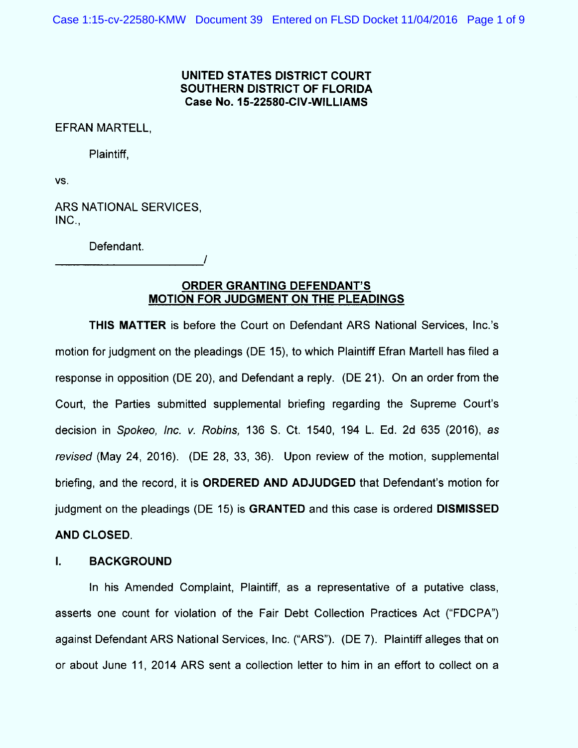**UNITED STATES DISTRICT COURT**
**SOUTHERN DISTRICT OF FLORIDA**
**Case No. 15-22580-CIV-WILLIAMS**

EFRAN MARTELL,

Plaintiff,

vs.

ARS NATIONAL SERVICES, INC.,

Defendant.
_______________________/

## ORDER GRANTING DEFENDANT'S MOTION FOR JUDGMENT ON THE PLEADINGS

**THIS MATTER** is before the Court on Defendant ARS National Services, Inc.'s motion for judgment on the pleadings (DE 15), to which Plaintiff Efran Martell has filed a response in opposition (DE 20), and Defendant a reply. (DE 21). On an order from the Court, the Parties submitted supplemental briefing regarding the Supreme Court's decision in *Spokeo, Inc. v. Robins,* 136 S. Ct. 1540, 194 L. Ed. 2d 635 (2016), *as revised* (May 24, 2016). (DE 28, 33, 36). Upon review of the motion, supplemental briefing, and the record, it is **ORDERED AND ADJUDGED** that Defendant's motion for judgment on the pleadings (DE 15) is **GRANTED** and this case is ordered **DISMISSED AND CLOSED**.

## I. BACKGROUND

In his Amended Complaint, Plaintiff, as a representative of a putative class, asserts one count for violation of the Fair Debt Collection Practices Act ("FDCPA") against Defendant ARS National Services, Inc. ("ARS"). (DE 7). Plaintiff alleges that on or about June 11, 2014 ARS sent a collection letter to him in an effort to collect on a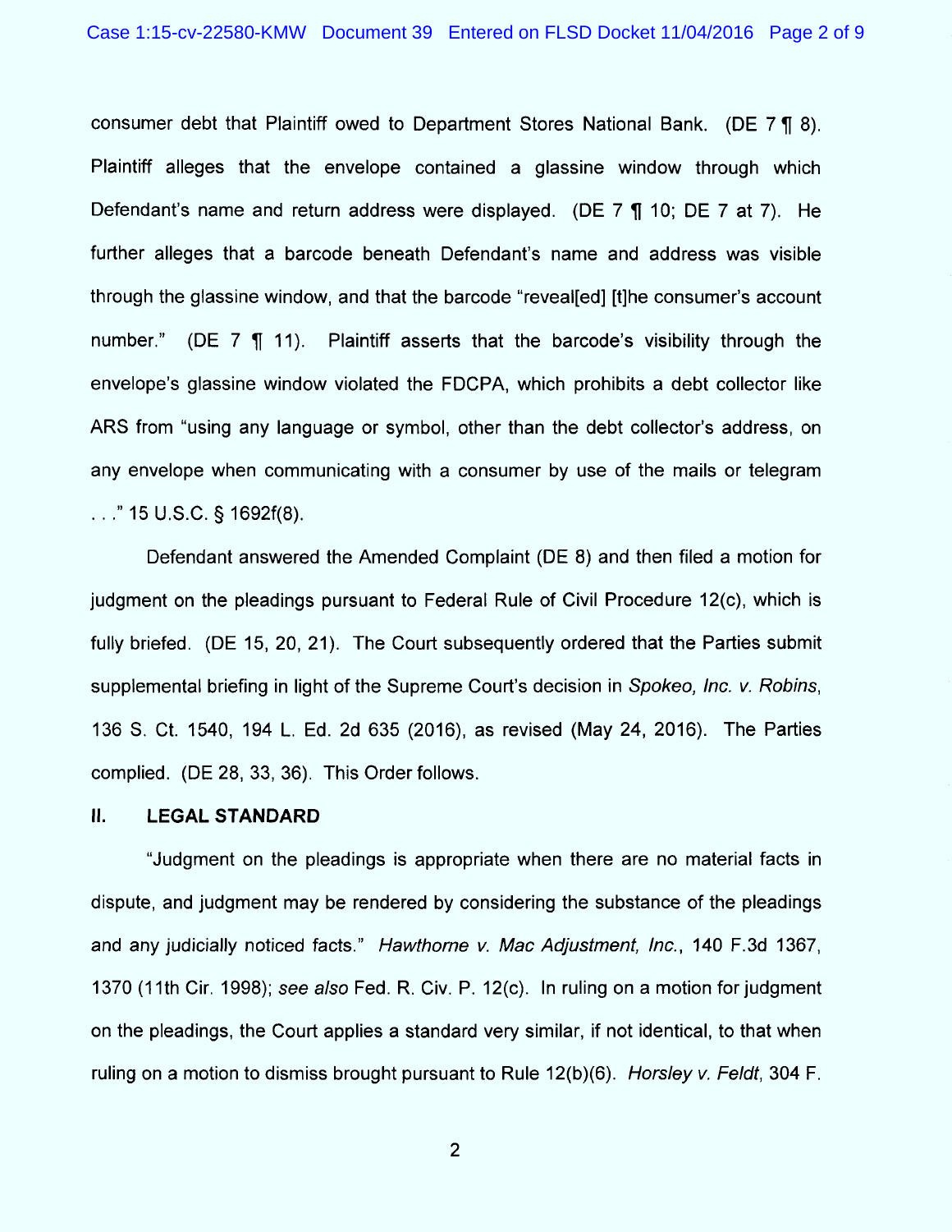consumer debt that Plaintiff owed to Department Stores National Bank. (DE 7 ¶ 8). Plaintiff alleges that the envelope contained a glassine window through which Defendant's name and return address were displayed. (DE 7 ¶ 10; DE 7 at 7). He further alleges that a barcode beneath Defendant's name and address was visible through the glassine window, and that the barcode "reveal[ed] [t]he consumer's account number." (DE 7 ¶ 11). Plaintiff asserts that the barcode's visibility through the envelope's glassine window violated the FDCPA, which prohibits a debt collector like ARS from "using any language or symbol, other than the debt collector's address, on any envelope when communicating with a consumer by use of the mails or telegram . . ." 15 U.S.C. § 1692f(8).

Defendant answered the Amended Complaint (DE 8) and then filed a motion for judgment on the pleadings pursuant to Federal Rule of Civil Procedure 12(c), which is fully briefed. (DE 15, 20, 21). The Court subsequently ordered that the Parties submit supplemental briefing in light of the Supreme Court's decision in *Spokeo, Inc. v. Robins*, 136 S. Ct. 1540, 194 L. Ed. 2d 635 (2016), as revised (May 24, 2016). The Parties complied. (DE 28, 33, 36). This Order follows.

## II. LEGAL STANDARD

"Judgment on the pleadings is appropriate when there are no material facts in dispute, and judgment may be rendered by considering the substance of the pleadings and any judicially noticed facts." *Hawthorne v. Mac Adjustment, Inc.*, 140 F.3d 1367, 1370 (11th Cir. 1998); *see also* Fed. R. Civ. P. 12(c). In ruling on a motion for judgment on the pleadings, the Court applies a standard very similar, if not identical, to that when ruling on a motion to dismiss brought pursuant to Rule 12(b)(6). *Horsley v. Feldt*, 304 F.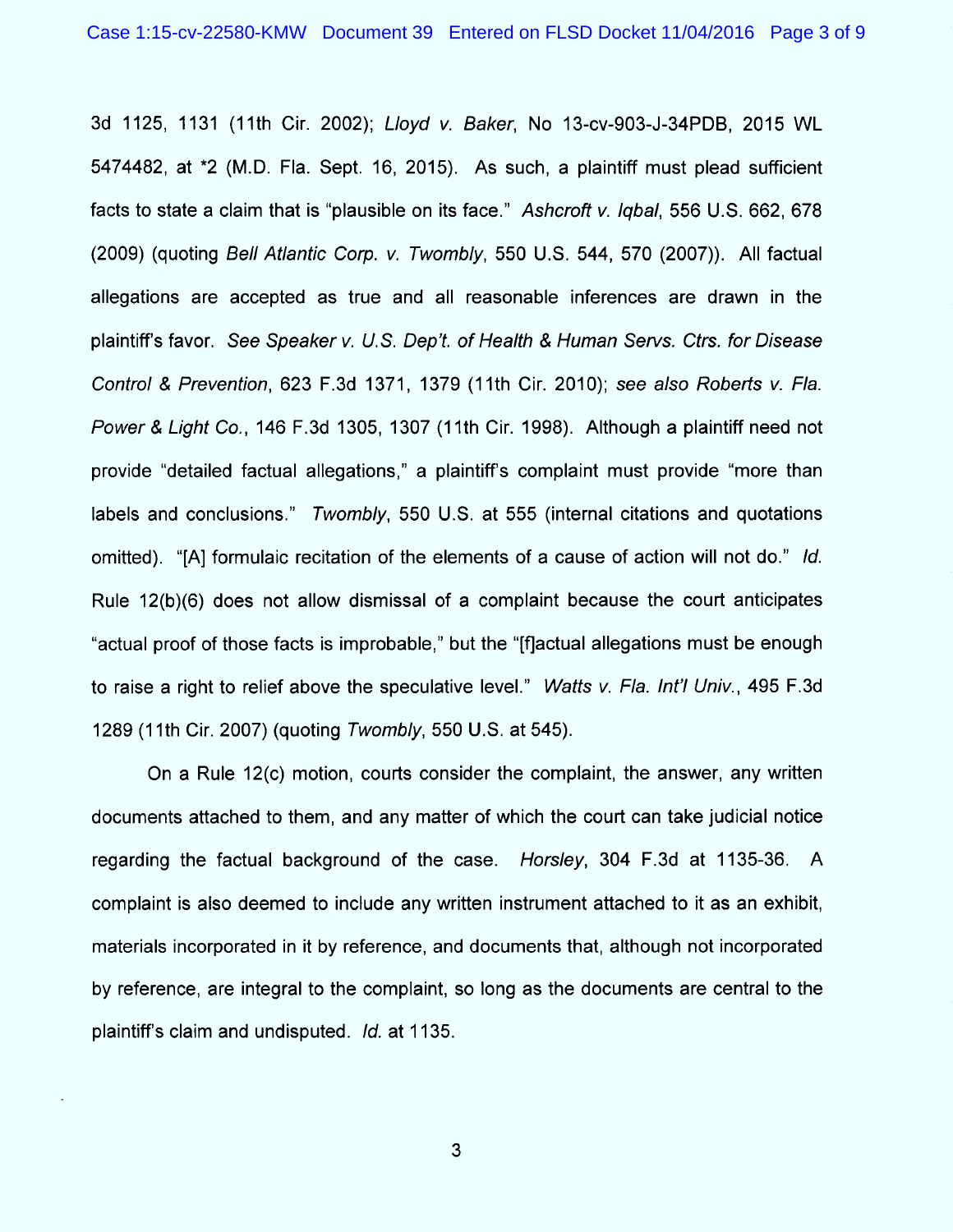3d 1125, 1131 (11th Cir. 2002); *Lloyd v. Baker*, No 13-cv-903-J-34PDB, 2015 WL 5474482, at *2 (M.D. Fla. Sept. 16, 2015). As such, a plaintiff must plead sufficient facts to state a claim that is "plausible on its face." *Ashcroft v. Iqbal*, 556 U.S. 662, 678 (2009) (quoting *Bell Atlantic Corp. v. Twombly*, 550 U.S. 544, 570 (2007)). All factual allegations are accepted as true and all reasonable inferences are drawn in the plaintiff's favor. *See Speaker v. U.S. Dep't. of Health & Human Servs. Ctrs. for Disease Control & Prevention*, 623 F.3d 1371, 1379 (11th Cir. 2010); *see also Roberts v. Fla. Power & Light Co.*, 146 F.3d 1305, 1307 (11th Cir. 1998). Although a plaintiff need not provide "detailed factual allegations," a plaintiff's complaint must provide "more than labels and conclusions." *Twombly*, 550 U.S. at 555 (internal citations and quotations omitted). "[A] formulaic recitation of the elements of a cause of action will not do." *Id.* Rule 12(b)(6) does not allow dismissal of a complaint because the court anticipates "actual proof of those facts is improbable," but the "[f]actual allegations must be enough to raise a right to relief above the speculative level." *Watts v. Fla. Int'l Univ.*, 495 F.3d 1289 (11th Cir. 2007) (quoting *Twombly*, 550 U.S. at 545).

On a Rule 12(c) motion, courts consider the complaint, the answer, any written documents attached to them, and any matter of which the court can take judicial notice regarding the factual background of the case. *Horsley*, 304 F.3d at 1135-36. A complaint is also deemed to include any written instrument attached to it as an exhibit, materials incorporated in it by reference, and documents that, although not incorporated by reference, are integral to the complaint, so long as the documents are central to the plaintiff's claim and undisputed. *Id.* at 1135.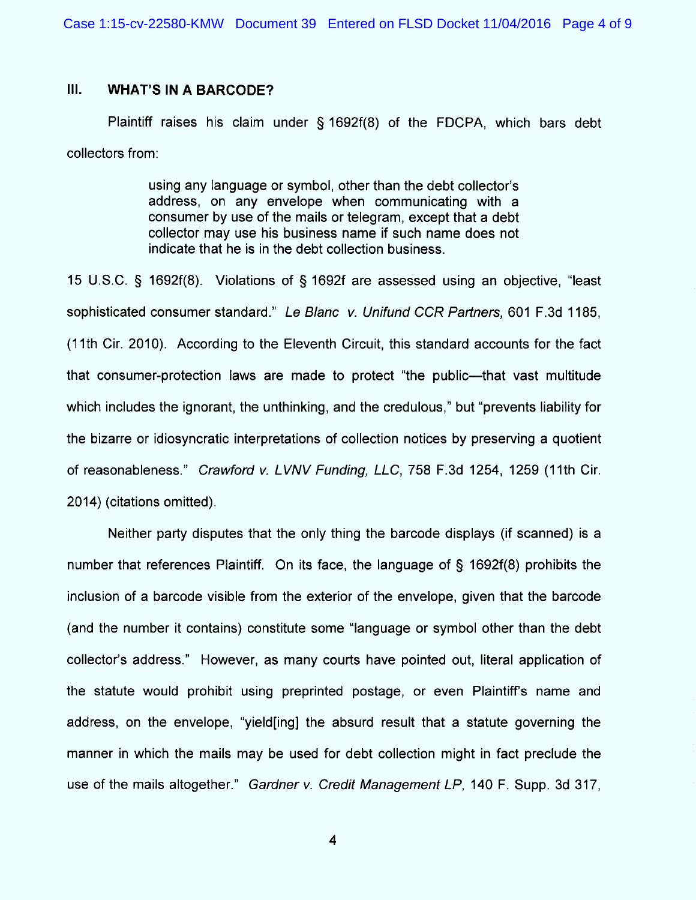## III. WHAT'S IN A BARCODE?

Plaintiff raises his claim under § 1692f(8) of the FDCPA, which bars debt collectors from:

> using any language or symbol, other than the debt collector's address, on any envelope when communicating with a consumer by use of the mails or telegram, except that a debt collector may use his business name if such name does not indicate that he is in the debt collection business.

15 U.S.C. § 1692f(8). Violations of § 1692f are assessed using an objective, "least sophisticated consumer standard." *Le Blanc v. Unifund CCR Partners,* 601 F.3d 1185, (11th Cir. 2010). According to the Eleventh Circuit, this standard accounts for the fact that consumer-protection laws are made to protect "the public—that vast multitude which includes the ignorant, the unthinking, and the credulous," but "prevents liability for the bizarre or idiosyncratic interpretations of collection notices by preserving a quotient of reasonableness." *Crawford v. LVNV Funding, LLC*, 758 F.3d 1254, 1259 (11th Cir. 2014) (citations omitted).

Neither party disputes that the only thing the barcode displays (if scanned) is a number that references Plaintiff. On its face, the language of § 1692f(8) prohibits the inclusion of a barcode visible from the exterior of the envelope, given that the barcode (and the number it contains) constitute some "language or symbol other than the debt collector's address." However, as many courts have pointed out, literal application of the statute would prohibit using preprinted postage, or even Plaintiff's name and address, on the envelope, "yield[ing] the absurd result that a statute governing the manner in which the mails may be used for debt collection might in fact preclude the use of the mails altogether." *Gardner v. Credit Management LP*, 140 F. Supp. 3d 317,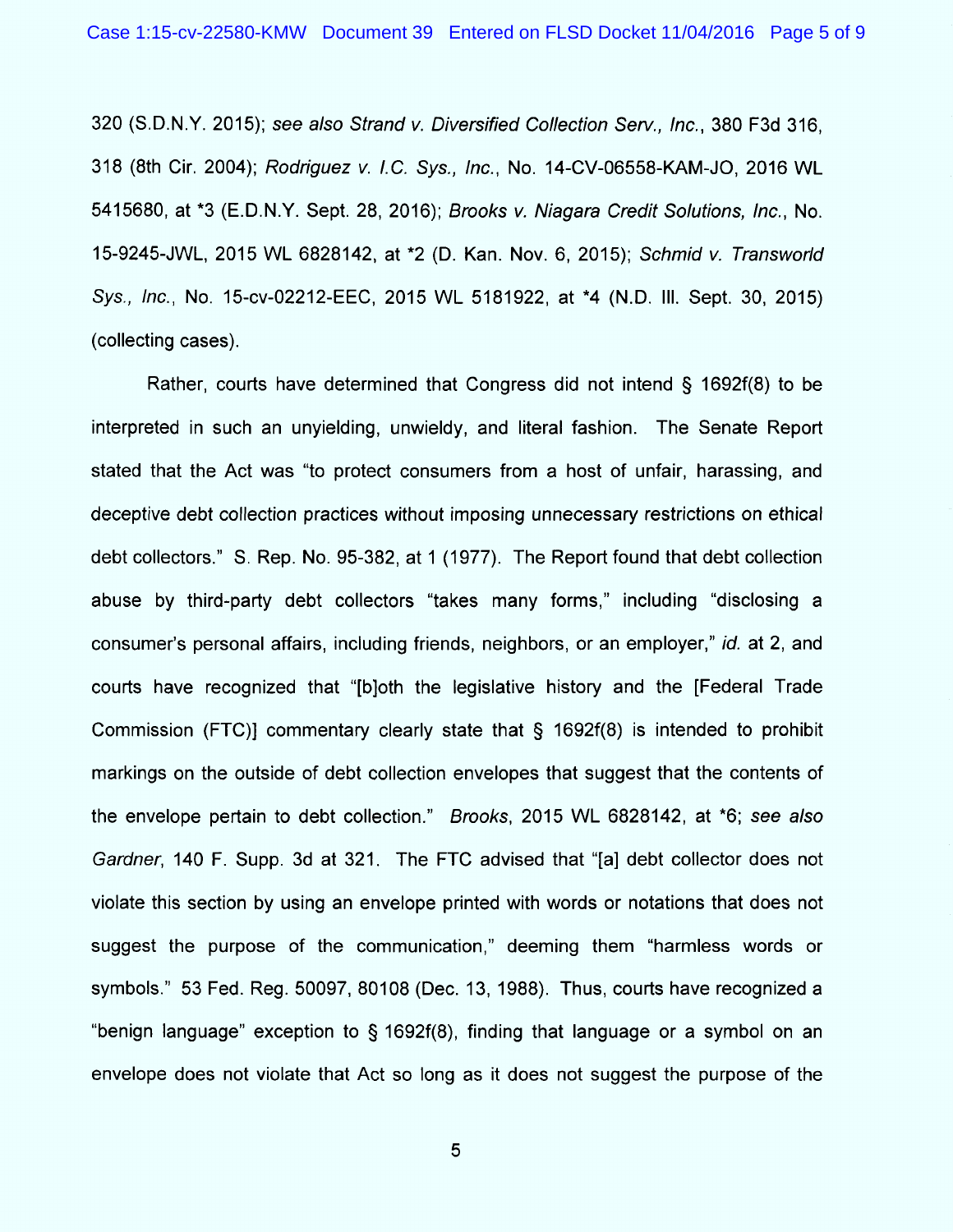320 (S.D.N.Y. 2015); *see also Strand v. Diversified Collection Serv., Inc.*, 380 F3d 316, 318 (8th Cir. 2004); *Rodriguez v. I.C. Sys., Inc.*, No. 14-CV-06558-KAM-JO, 2016 WL 5415680, at *3 (E.D.N.Y. Sept. 28, 2016); *Brooks v. Niagara Credit Solutions, Inc.*, No. 15-9245-JWL, 2015 WL 6828142, at *2 (D. Kan. Nov. 6, 2015); *Schmid v. Transworld Sys., Inc.*, No. 15-cv-02212-EEC, 2015 WL 5181922, at *4 (N.D. Ill. Sept. 30, 2015) (collecting cases).

Rather, courts have determined that Congress did not intend § 1692f(8) to be interpreted in such an unyielding, unwieldy, and literal fashion. The Senate Report stated that the Act was "to protect consumers from a host of unfair, harassing, and deceptive debt collection practices without imposing unnecessary restrictions on ethical debt collectors." S. Rep. No. 95-382, at 1 (1977). The Report found that debt collection abuse by third-party debt collectors "takes many forms," including "disclosing a consumer's personal affairs, including friends, neighbors, or an employer," *id.* at 2, and courts have recognized that "[b]oth the legislative history and the [Federal Trade Commission (FTC)] commentary clearly state that § 1692f(8) is intended to prohibit markings on the outside of debt collection envelopes that suggest that the contents of the envelope pertain to debt collection." *Brooks*, 2015 WL 6828142, at *6; *see also Gardner*, 140 F. Supp. 3d at 321. The FTC advised that "[a] debt collector does not violate this section by using an envelope printed with words or notations that does not suggest the purpose of the communication," deeming them "harmless words or symbols." 53 Fed. Reg. 50097, 80108 (Dec. 13, 1988). Thus, courts have recognized a "benign language" exception to § 1692f(8), finding that language or a symbol on an envelope does not violate that Act so long as it does not suggest the purpose of the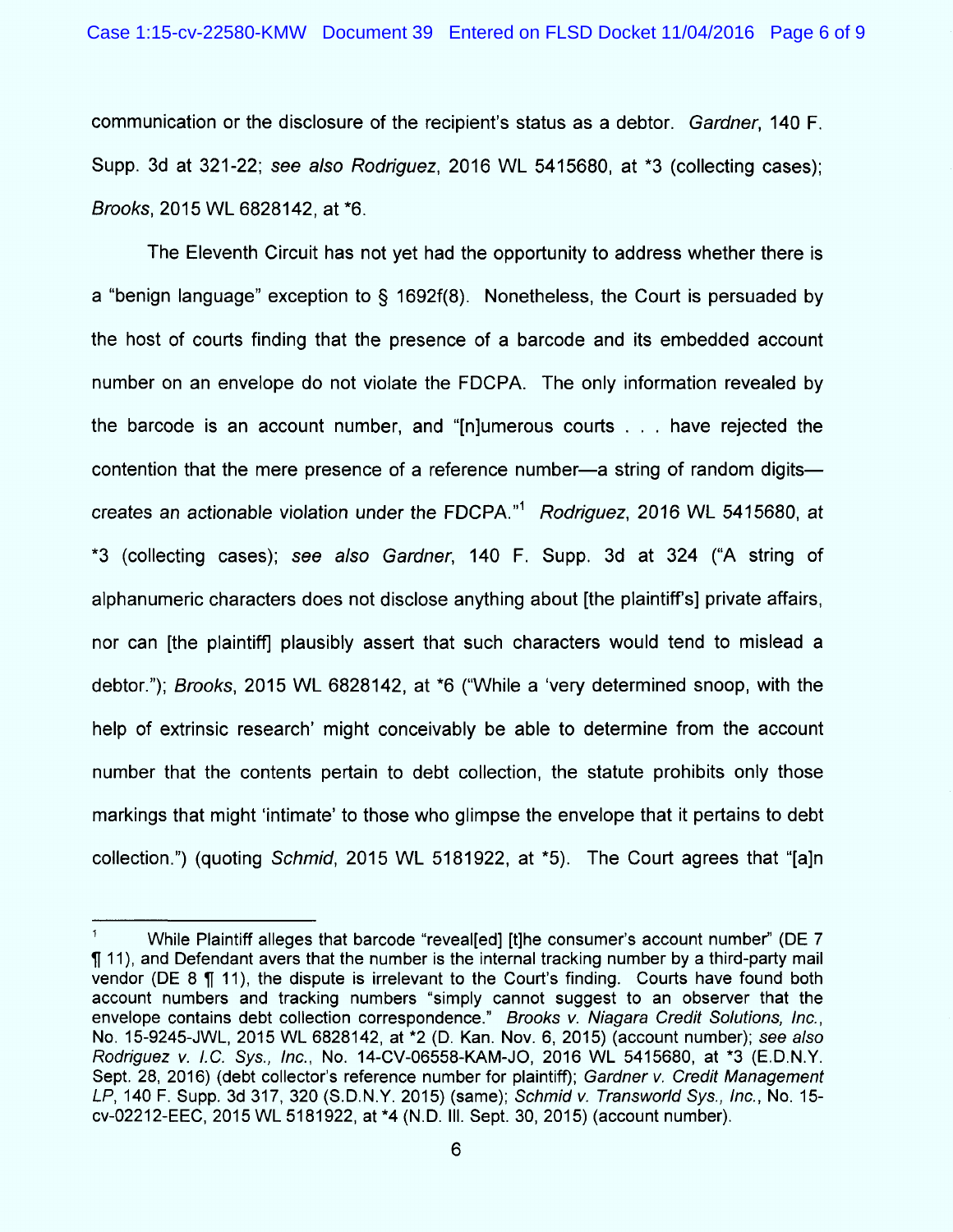communication or the disclosure of the recipient's status as a debtor. *Gardner*, 140 F. Supp. 3d at 321-22; *see also Rodriguez*, 2016 WL 5415680, at *3 (collecting cases); *Brooks*, 2015 WL 6828142, at *6.

The Eleventh Circuit has not yet had the opportunity to address whether there is a "benign language" exception to § 1692f(8). Nonetheless, the Court is persuaded by the host of courts finding that the presence of a barcode and its embedded account number on an envelope do not violate the FDCPA. The only information revealed by the barcode is an account number, and "[n]umerous courts . . . have rejected the contention that the mere presence of a reference number—a string of random digits—creates an actionable violation under the FDCPA."[1] *Rodriguez*, 2016 WL 5415680, at *3 (collecting cases); *see also Gardner*, 140 F. Supp. 3d at 324 ("A string of alphanumeric characters does not disclose anything about [the plaintiff's] private affairs, nor can [the plaintiff] plausibly assert that such characters would tend to mislead a debtor."); *Brooks*, 2015 WL 6828142, at *6 ("While a 'very determined snoop, with the help of extrinsic research' might conceivably be able to determine from the account number that the contents pertain to debt collection, the statute prohibits only those markings that might 'intimate' to those who glimpse the envelope that it pertains to debt collection.") (quoting *Schmid*, 2015 WL 5181922, at *5). The Court agrees that "[a]n

---

[1] While Plaintiff alleges that barcode "reveal[ed] [t]he consumer's account number" (DE 7 ¶ 11), and Defendant avers that the number is the internal tracking number by a third-party mail vendor (DE 8 ¶ 11), the dispute is irrelevant to the Court's finding. Courts have found both account numbers and tracking numbers "simply cannot suggest to an observer that the envelope contains debt collection correspondence." *Brooks v. Niagara Credit Solutions, Inc.*, No. 15-9245-JWL, 2015 WL 6828142, at *2 (D. Kan. Nov. 6, 2015) (account number); *see also Rodriguez v. I.C. Sys., Inc.*, No. 14-CV-06558-KAM-JO, 2016 WL 5415680, at *3 (E.D.N.Y. Sept. 28, 2016) (debt collector's reference number for plaintiff); *Gardner v. Credit Management LP*, 140 F. Supp. 3d 317, 320 (S.D.N.Y. 2015) (same); *Schmid v. Transworld Sys., Inc.*, No. 15-cv-02212-EEC, 2015 WL 5181922, at *4 (N.D. Ill. Sept. 30, 2015) (account number).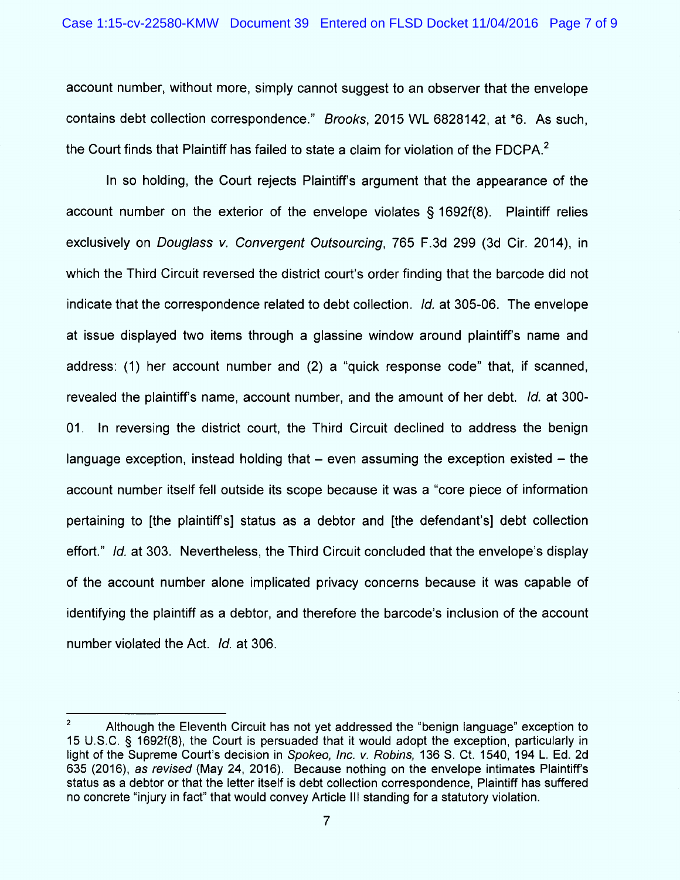account number, without more, simply cannot suggest to an observer that the envelope contains debt collection correspondence." *Brooks*, 2015 WL 6828142, at *6. As such, the Court finds that Plaintiff has failed to state a claim for violation of the FDCPA.[2]

In so holding, the Court rejects Plaintiff's argument that the appearance of the account number on the exterior of the envelope violates § 1692f(8). Plaintiff relies exclusively on *Douglass v. Convergent Outsourcing*, 765 F.3d 299 (3d Cir. 2014), in which the Third Circuit reversed the district court's order finding that the barcode did not indicate that the correspondence related to debt collection. *Id.* at 305-06. The envelope at issue displayed two items through a glassine window around plaintiff's name and address: (1) her account number and (2) a "quick response code" that, if scanned, revealed the plaintiff's name, account number, and the amount of her debt. *Id.* at 300-01. In reversing the district court, the Third Circuit declined to address the benign language exception, instead holding that – even assuming the exception existed – the account number itself fell outside its scope because it was a "core piece of information pertaining to [the plaintiff's] status as a debtor and [the defendant's] debt collection effort." *Id.* at 303. Nevertheless, the Third Circuit concluded that the envelope's display of the account number alone implicated privacy concerns because it was capable of identifying the plaintiff as a debtor, and therefore the barcode's inclusion of the account number violated the Act. *Id.* at 306.

---

[2] Although the Eleventh Circuit has not yet addressed the "benign language" exception to 15 U.S.C. § 1692f(8), the Court is persuaded that it would adopt the exception, particularly in light of the Supreme Court's decision in *Spokeo, Inc. v. Robins,* 136 S. Ct. 1540, 194 L. Ed. 2d 635 (2016), *as revised* (May 24, 2016). Because nothing on the envelope intimates Plaintiff's status as a debtor or that the letter itself is debt collection correspondence, Plaintiff has suffered no concrete "injury in fact" that would convey Article III standing for a statutory violation.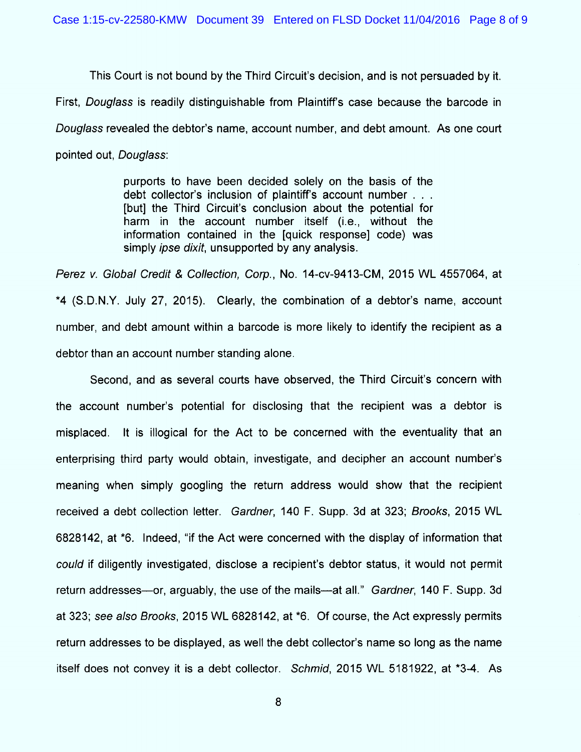This Court is not bound by the Third Circuit's decision, and is not persuaded by it. First, *Douglass* is readily distinguishable from Plaintiff's case because the barcode in *Douglass* revealed the debtor's name, account number, and debt amount. As one court pointed out, *Douglass*:

> purports to have been decided solely on the basis of the debt collector's inclusion of plaintiff's account number . . . [but] the Third Circuit's conclusion about the potential for harm in the account number itself (i.e., without the information contained in the [quick response] code) was simply *ipse dixit*, unsupported by any analysis.

*Perez v. Global Credit & Collection, Corp.*, No. 14-cv-9413-CM, 2015 WL 4557064, at *4 (S.D.N.Y. July 27, 2015). Clearly, the combination of a debtor's name, account number, and debt amount within a barcode is more likely to identify the recipient as a debtor than an account number standing alone.

Second, and as several courts have observed, the Third Circuit's concern with the account number's potential for disclosing that the recipient was a debtor is misplaced. It is illogical for the Act to be concerned with the eventuality that an enterprising third party would obtain, investigate, and decipher an account number's meaning when simply googling the return address would show that the recipient received a debt collection letter. *Gardner*, 140 F. Supp. 3d at 323; *Brooks*, 2015 WL 6828142, at *6. Indeed, "if the Act were concerned with the display of information that *could* if diligently investigated, disclose a recipient's debtor status, it would not permit return addresses—or, arguably, the use of the mails—at all." *Gardner*, 140 F. Supp. 3d at 323; *see also Brooks*, 2015 WL 6828142, at *6. Of course, the Act expressly permits return addresses to be displayed, as well the debt collector's name so long as the name itself does not convey it is a debt collector. *Schmid*, 2015 WL 5181922, at *3-4. As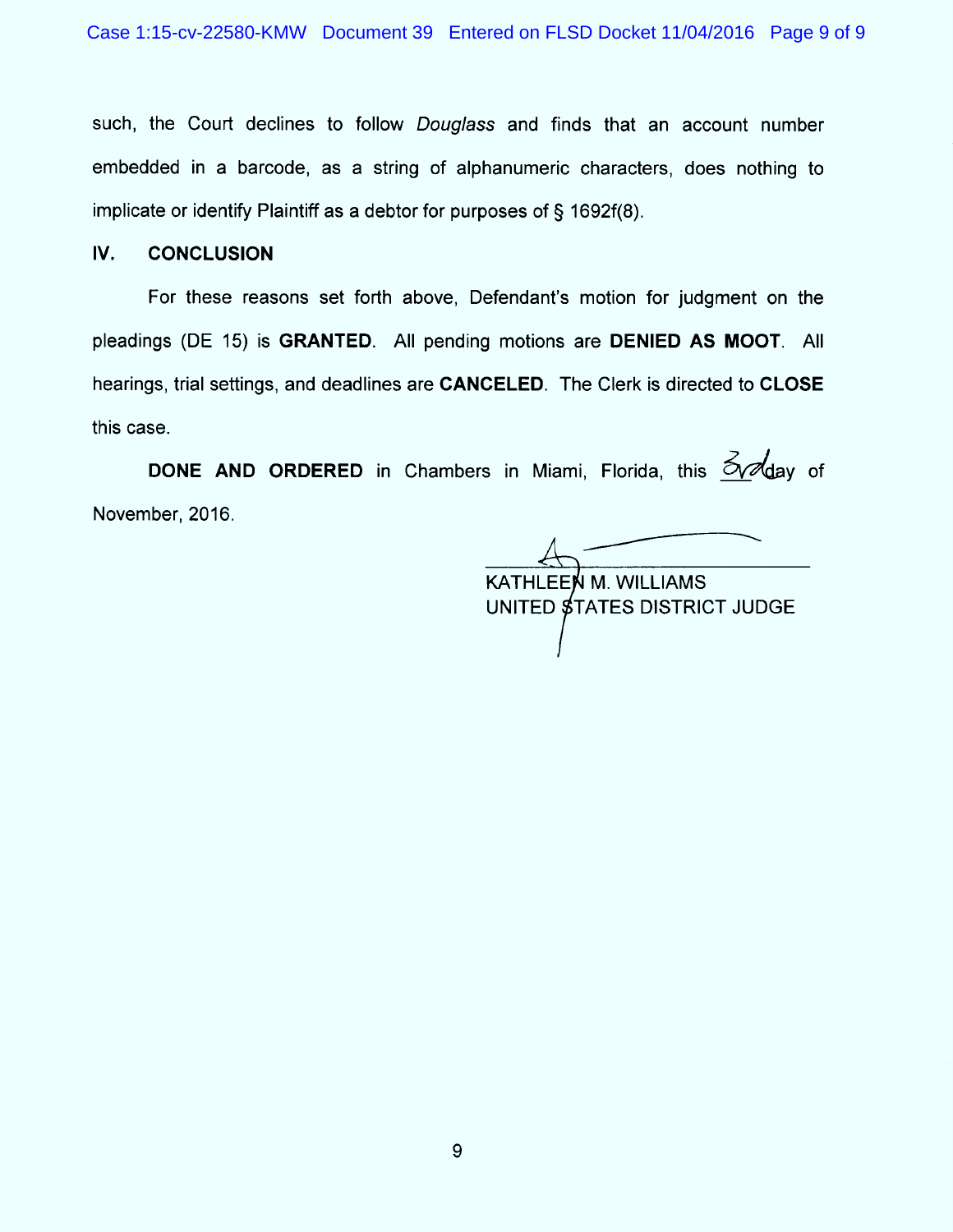such, the Court declines to follow *Douglass* and finds that an account number embedded in a barcode, as a string of alphanumeric characters, does nothing to implicate or identify Plaintiff as a debtor for purposes of § 1692f(8).

## IV. CONCLUSION

For these reasons set forth above, Defendant's motion for judgment on the pleadings (DE 15) is **GRANTED**. All pending motions are **DENIED AS MOOT**. All hearings, trial settings, and deadlines are **CANCELED**. The Clerk is directed to **CLOSE** this case.

**DONE AND ORDERED** in Chambers in Miami, Florida, this 3rd day of November, 2016.

KATHLEEN M. WILLIAMS
UNITED STATES DISTRICT JUDGE